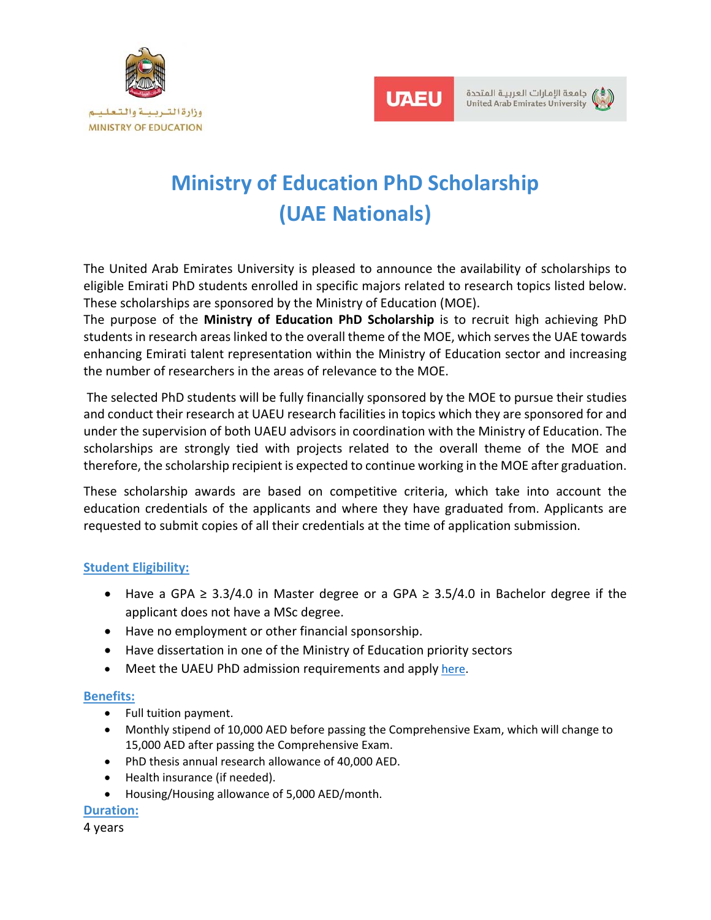وزارة التربية والتعليم
MINISTRY OF EDUCATION

UAEU
جامعة الإمارات العربية المتحدة
United Arab Emirates University

# Ministry of Education PhD Scholarship (UAE Nationals)

The United Arab Emirates University is pleased to announce the availability of scholarships to eligible Emirati PhD students enrolled in specific majors related to research topics listed below. These scholarships are sponsored by the Ministry of Education (MOE).
The purpose of the **Ministry of Education PhD Scholarship** is to recruit high achieving PhD students in research areas linked to the overall theme of the MOE, which serves the UAE towards enhancing Emirati talent representation within the Ministry of Education sector and increasing the number of researchers in the areas of relevance to the MOE.

The selected PhD students will be fully financially sponsored by the MOE to pursue their studies and conduct their research at UAEU research facilities in topics which they are sponsored for and under the supervision of both UAEU advisors in coordination with the Ministry of Education. The scholarships are strongly tied with projects related to the overall theme of the MOE and therefore, the scholarship recipient is expected to continue working in the MOE after graduation.

These scholarship awards are based on competitive criteria, which take into account the education credentials of the applicants and where they have graduated from. Applicants are requested to submit copies of all their credentials at the time of application submission.

## Student Eligibility:

- Have a GPA ≥ 3.3/4.0 in Master degree or a GPA ≥ 3.5/4.0 in Bachelor degree if the applicant does not have a MSc degree.
- Have no employment or other financial sponsorship.
- Have dissertation in one of the Ministry of Education priority sectors
- Meet the UAEU PhD admission requirements and apply here.

## Benefits:

- Full tuition payment.
- Monthly stipend of 10,000 AED before passing the Comprehensive Exam, which will change to 15,000 AED after passing the Comprehensive Exam.
- PhD thesis annual research allowance of 40,000 AED.
- Health insurance (if needed).
- Housing/Housing allowance of 5,000 AED/month.

## Duration:

4 years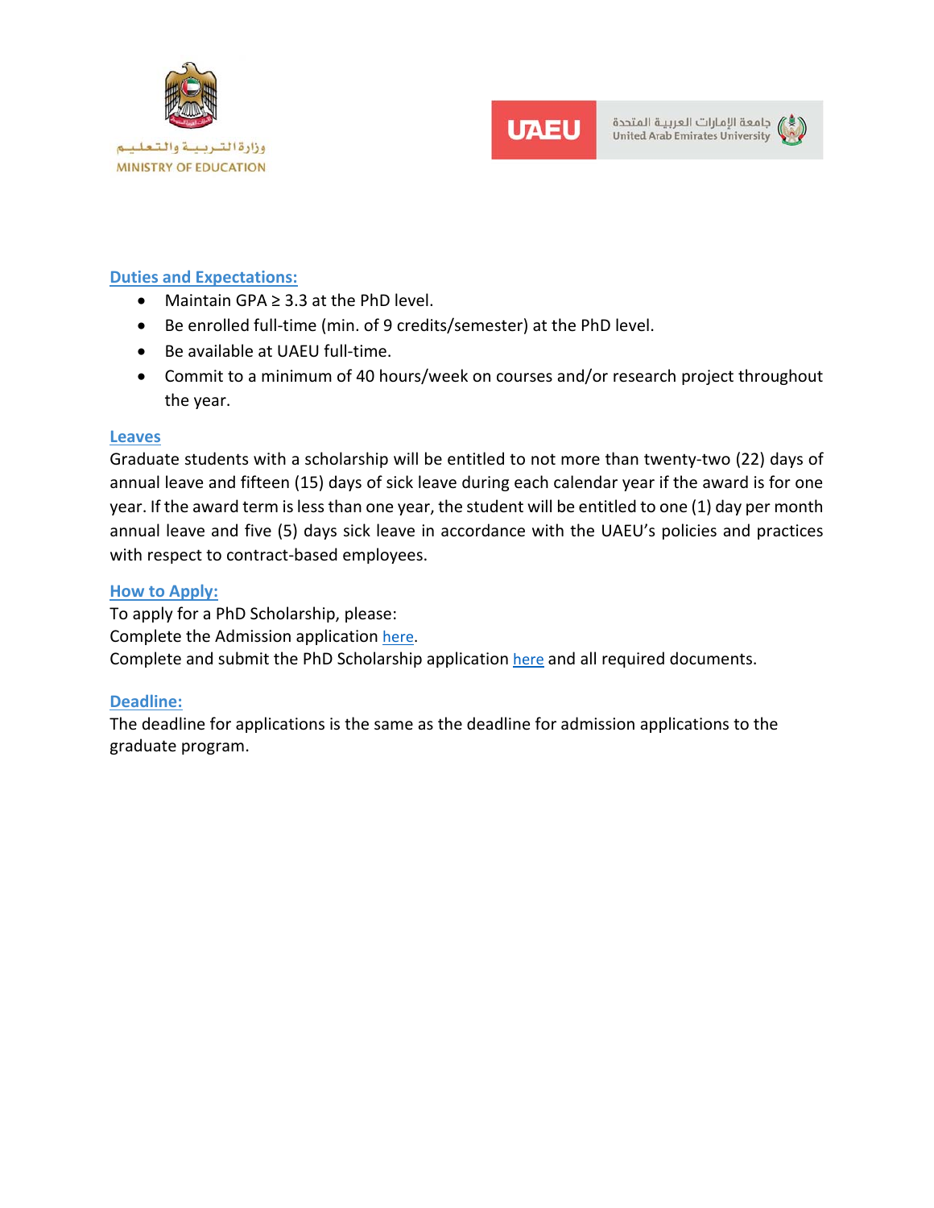## Duties and Expectations:

- Maintain GPA ≥ 3.3 at the PhD level.
- Be enrolled full-time (min. of 9 credits/semester) at the PhD level.
- Be available at UAEU full-time.
- Commit to a minimum of 40 hours/week on courses and/or research project throughout the year.

## Leaves

Graduate students with a scholarship will be entitled to not more than twenty-two (22) days of annual leave and fifteen (15) days of sick leave during each calendar year if the award is for one year. If the award term is less than one year, the student will be entitled to one (1) day per month annual leave and five (5) days sick leave in accordance with the UAEU's policies and practices with respect to contract-based employees.

## How to Apply:

To apply for a PhD Scholarship, please:

Complete the Admission application here.

Complete and submit the PhD Scholarship application here and all required documents.

## Deadline:

The deadline for applications is the same as the deadline for admission applications to the graduate program.